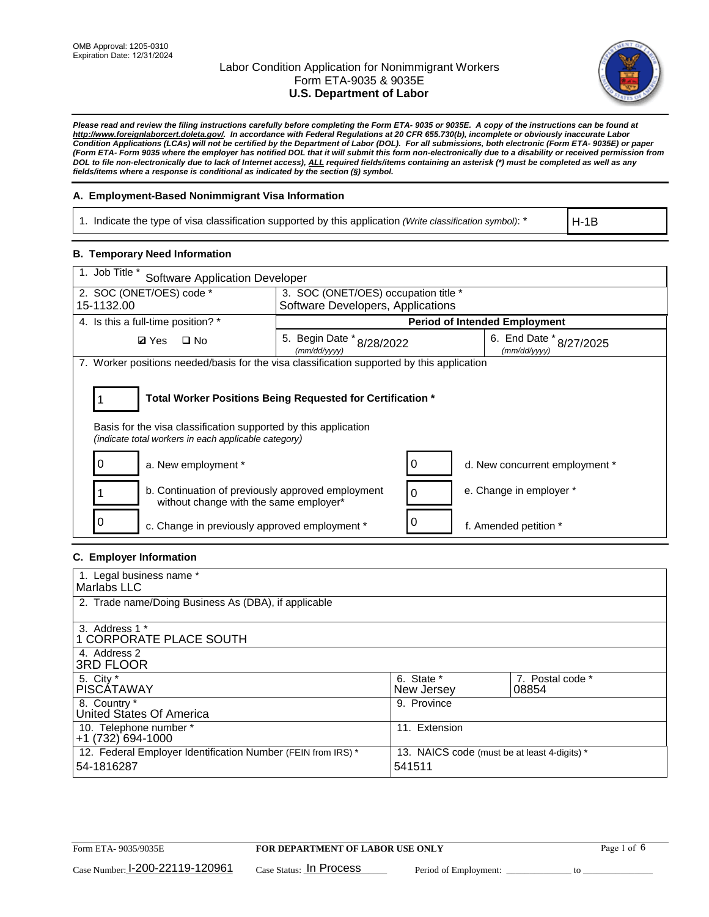OMB Approval: 1205-0310
Expiration Date: 12/31/2024

# Labor Condition Application for Nonimmigrant Workers
## Form ETA-9035 & 9035E
## U.S. Department of Labor

***Please read and review the filing instructions carefully before completing the Form ETA- 9035 or 9035E. A copy of the instructions can be found at http://www.foreignlaborcert.doleta.gov/. In accordance with Federal Regulations at 20 CFR 655.730(b), incomplete or obviously inaccurate Labor Condition Applications (LCAs) will not be certified by the Department of Labor (DOL). For all submissions, both electronic (Form ETA- 9035E) or paper (Form ETA- Form 9035 where the employer has notified DOL that it will submit this form non-electronically due to a disability or received permission from DOL to file non-electronically due to lack of Internet access), ALL required fields/items containing an asterisk (*) must be completed as well as any fields/items where a response is conditional as indicated by the section (§) symbol.***

### A. Employment-Based Nonimmigrant Visa Information

| 1. Indicate the type of visa classification supported by this application *(Write classification symbol)*: * | H-1B |
|---|---|

### B. Temporary Need Information

| 1. Job Title * Software Application Developer | | |
|---|---|---|
| 2. SOC (ONET/OES) code * 15-1132.00 | 3. SOC (ONET/OES) occupation title * Software Developers, Applications | |
| 4. Is this a full-time position? * | **Period of Intended Employment** | |
| ☑ Yes ☐ No | 5. Begin Date * (mm/dd/yyyy) 8/28/2022 | 6. End Date * (mm/dd/yyyy) 8/27/2025 |

7. Worker positions needed/basis for the visa classification supported by this application

| 1 | **Total Worker Positions Being Requested for Certification *** |
|---|---|

Basis for the visa classification supported by this application
*(indicate total workers in each applicable category)*

| | | | |
|---|---|---|---|
| 0 | a. New employment * | 0 | d. New concurrent employment * |
| 1 | b. Continuation of previously approved employment without change with the same employer* | 0 | e. Change in employer * |
| 0 | c. Change in previously approved employment * | 0 | f. Amended petition * |

### C. Employer Information

| | | |
|---|---|---|
| 1. Legal business name * Marlabs LLC | | |
| 2. Trade name/Doing Business As (DBA), if applicable | | |
| 3. Address 1 * 1 CORPORATE PLACE SOUTH | | |
| 4. Address 2 3RD FLOOR | | |
| 5. City * PISCATAWAY | 6. State * New Jersey | 7. Postal code * 08854 |
| 8. Country * United States Of America | 9. Province | |
| 10. Telephone number * +1 (732) 694-1000 | 11. Extension | |
| 12. Federal Employer Identification Number (FEIN from IRS) * 54-1816287 | 13. NAICS code (must be at least 4-digits) * 541511 | |

Form ETA- 9035/9035E — **FOR DEPARTMENT OF LABOR USE ONLY**

Case Number: I-200-22119-120961 Case Status: In Process Period of Employment: _____________ to _____________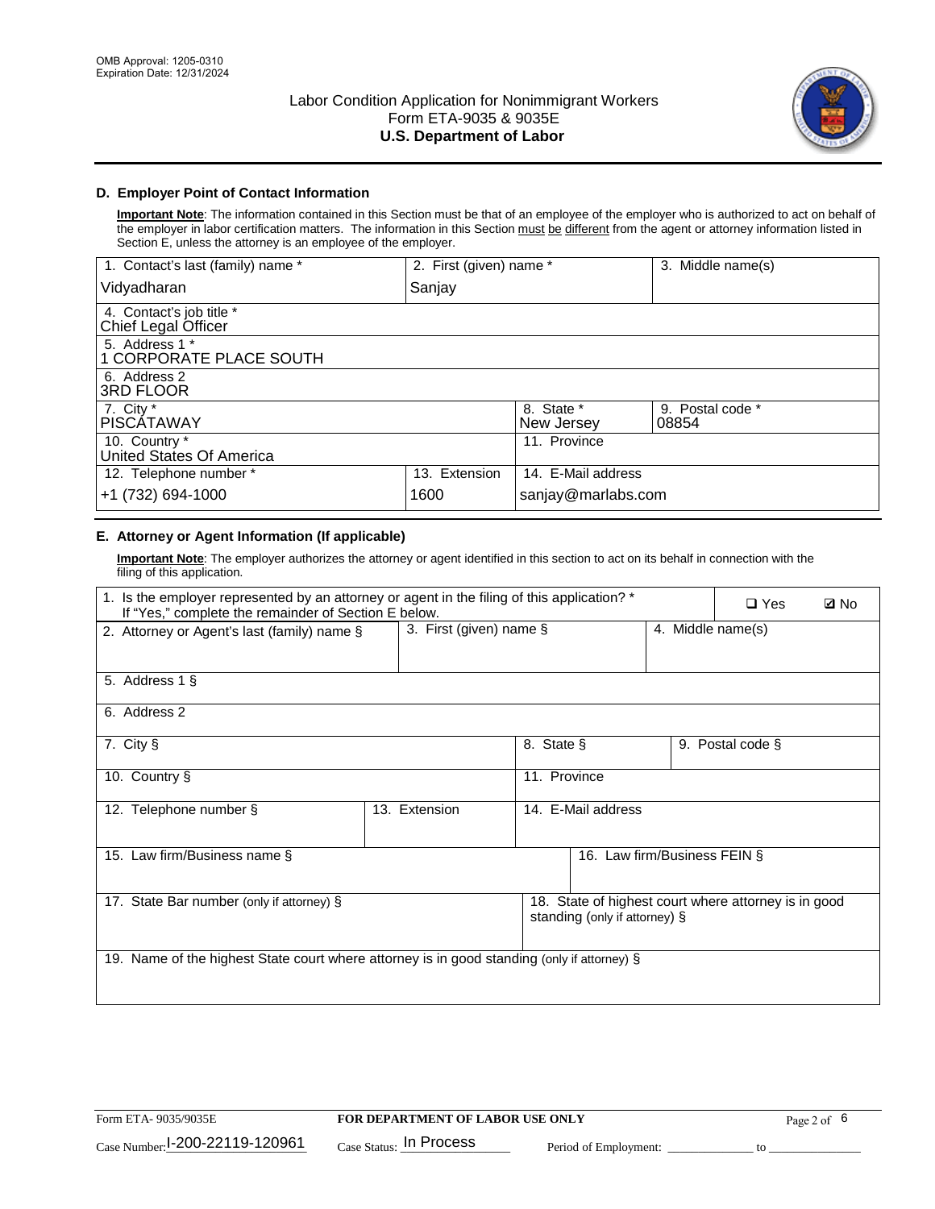OMB Approval: 1205-0310
Expiration Date: 12/31/2024

# Labor Condition Application for Nonimmigrant Workers
## Form ETA-9035 & 9035E
## U.S. Department of Labor

### D. Employer Point of Contact Information

**Important Note**: The information contained in this Section must be that of an employee of the employer who is authorized to act on behalf of the employer in labor certification matters. The information in this Section must be different from the agent or attorney information listed in Section E, unless the attorney is an employee of the employer.

| 1. Contact's last (family) name * | 2. First (given) name * | 3. Middle name(s) |
|---|---|---|
| Vidyadharan | Sanjay | |

| 4. Contact's job title * |
|---|
| Chief Legal Officer |
| 5. Address 1 * |
| 1 CORPORATE PLACE SOUTH |
| 6. Address 2 |
| 3RD FLOOR |

| 7. City * | 8. State * | 9. Postal code * |
|---|---|---|
| PISCATAWAY | New Jersey | 08854 |

| 10. Country * | 11. Province |
|---|---|
| United States Of America | |

| 12. Telephone number * | 13. Extension | 14. E-Mail address |
|---|---|---|
| +1 (732) 694-1000 | 1600 | sanjay@marlabs.com |

### E. Attorney or Agent Information (If applicable)

**Important Note**: The employer authorizes the attorney or agent identified in this section to act on its behalf in connection with the filing of this application.

1. Is the employer represented by an attorney or agent in the filing of this application? * If "Yes," complete the remainder of Section E below. ❑ Yes ☑ No

| 2. Attorney or Agent's last (family) name § | 3. First (given) name § | 4. Middle name(s) |
|---|---|---|
| | | |

| 5. Address 1 § |
|---|
| |
| 6. Address 2 |
| |

| 7. City § | 8. State § | 9. Postal code § |
|---|---|---|
| | | |

| 10. Country § | 11. Province |
|---|---|
| | |

| 12. Telephone number § | 13. Extension | 14. E-Mail address |
|---|---|---|
| | | |

| 15. Law firm/Business name § | 16. Law firm/Business FEIN § |
|---|---|
| | |

| 17. State Bar number (only if attorney) § | 18. State of highest court where attorney is in good standing (only if attorney) § |
|---|---|
| | |

| 19. Name of the highest State court where attorney is in good standing (only if attorney) § |
|---|
| |

Form ETA- 9035/9035E | **FOR DEPARTMENT OF LABOR USE ONLY**

Case Number: I-200-22119-120961 Case Status: In Process Period of Employment: _____________ to _______________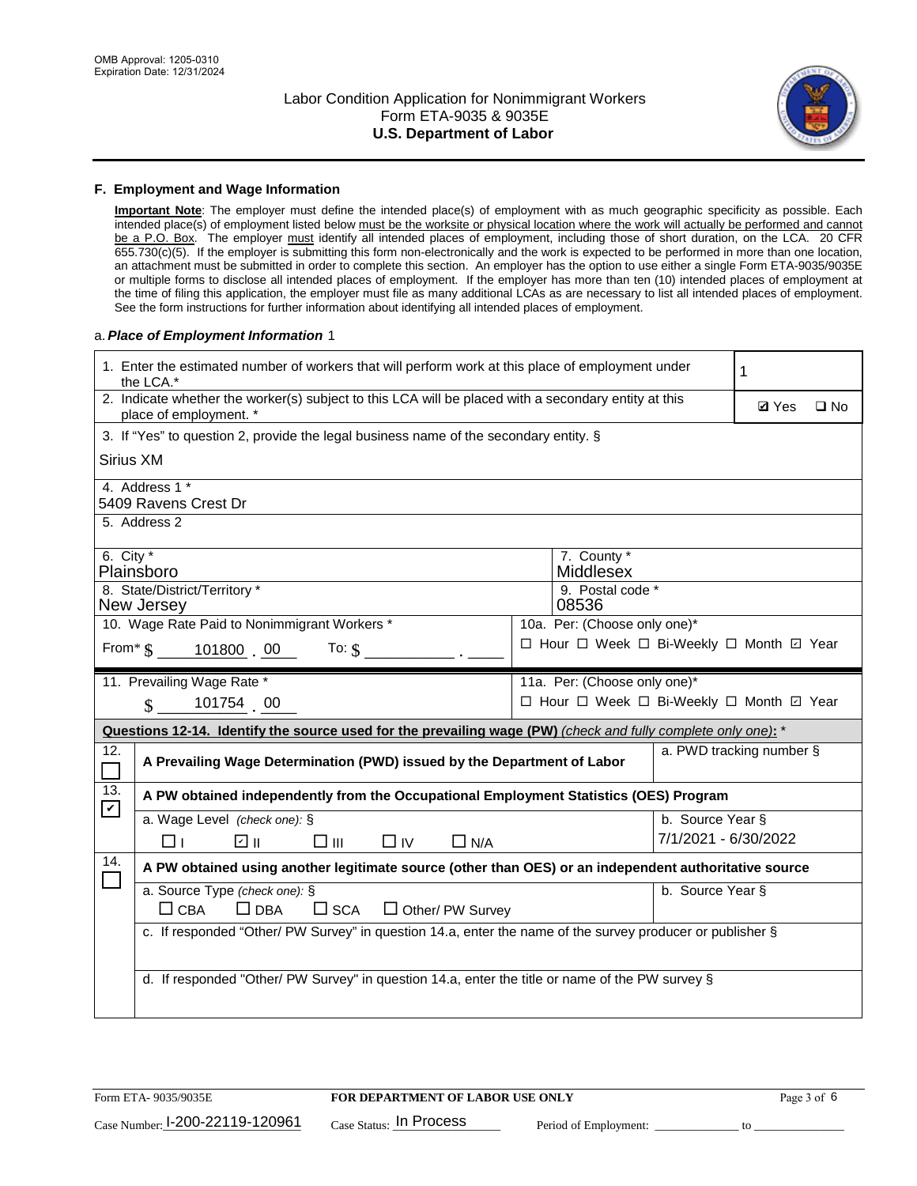## F. Employment and Wage Information

**Important Note**: The employer must define the intended place(s) of employment with as much geographic specificity as possible. Each intended place(s) of employment listed below must be the worksite or physical location where the work will actually be performed and cannot be a P.O. Box. The employer must identify all intended places of employment, including those of short duration, on the LCA. 20 CFR 655.730(c)(5). If the employer is submitting this form non-electronically and the work is expected to be performed in more than one location, an attachment must be submitted in order to complete this section. An employer has the option to use either a single Form ETA-9035/9035E or multiple forms to disclose all intended places of employment. If the employer has more than ten (10) intended places of employment at the time of filing this application, the employer must file as many additional LCAs as are necessary to list all intended places of employment. See the form instructions for further information about identifying all intended places of employment.

a. *Place of Employment Information* 1

| | |
|---|---|
| 1. Enter the estimated number of workers that will perform work at this place of employment under the LCA.* | 1 |
| 2. Indicate whether the worker(s) subject to this LCA will be placed with a secondary entity at this place of employment. * | ☑ Yes ☐ No |
| 3. If "Yes" to question 2, provide the legal business name of the secondary entity. § Sirius XM | |
| 4. Address 1 * 5409 Ravens Crest Dr | |
| 5. Address 2 | |
| 6. City * Plainsboro | 7. County * Middlesex |
| 8. State/District/Territory * New Jersey | 9. Postal code * 08536 |
| 10. Wage Rate Paid to Nonimmigrant Workers * From* $ 101800 . 00 To: $ ______ . ____ | 10a. Per: (Choose only one)* ☐ Hour ☐ Week ☐ Bi-Weekly ☐ Month ☑ Year |
| 11. Prevailing Wage Rate * $ 101754 . 00 | 11a. Per: (Choose only one)* ☐ Hour ☐ Week ☐ Bi-Weekly ☐ Month ☑ Year |

**Questions 12-14. Identify the source used for the prevailing wage (PW)** *(check and fully complete only one)*: *

| | | |
|---|---|---|
| 12. ☐ | **A Prevailing Wage Determination (PWD) issued by the Department of Labor** | a. PWD tracking number § |
| 13. ☑ | **A PW obtained independently from the Occupational Employment Statistics (OES) Program** | |
| | a. Wage Level *(check one)*: § ☐ I ☑ II ☐ III ☐ IV ☐ N/A | b. Source Year § 7/1/2021 - 6/30/2022 |
| 14. ☐ | **A PW obtained using another legitimate source (other than OES) or an independent authoritative source** | |
| | a. Source Type *(check one)*: § ☐ CBA ☐ DBA ☐ SCA ☐ Other/ PW Survey | b. Source Year § |
| | c. If responded "Other/ PW Survey" in question 14.a, enter the name of the survey producer or publisher § | |
| | d. If responded "Other/ PW Survey" in question 14.a, enter the title or name of the PW survey § | |

Form ETA- 9035/9035E | **FOR DEPARTMENT OF LABOR USE ONLY**

Case Number: I-200-22119-120961 Case Status: In Process Period of Employment: ____________ to ____________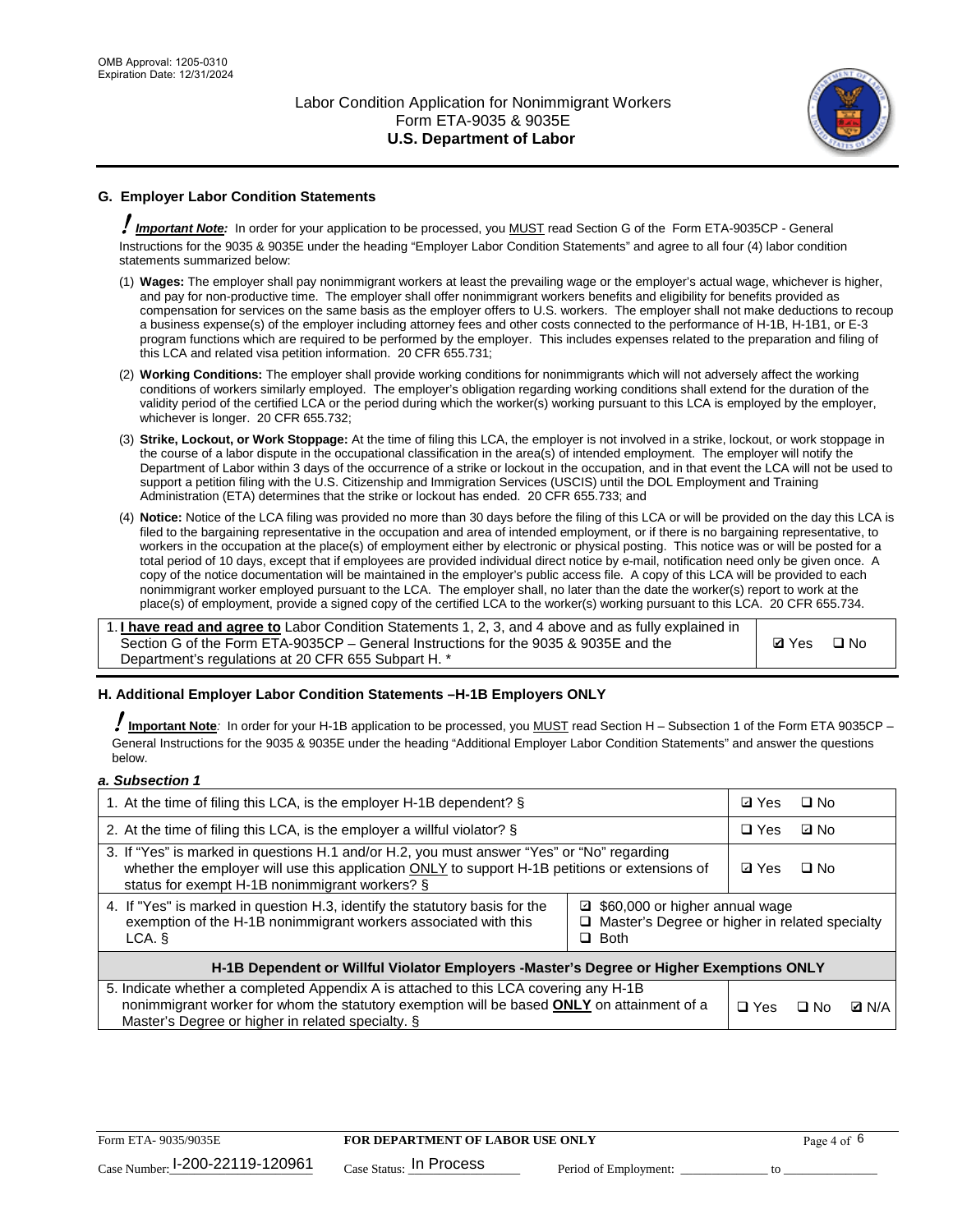OMB Approval: 1205-0310
Expiration Date: 12/31/2024

# Labor Condition Application for Nonimmigrant Workers
## Form ETA-9035 & 9035E
## U.S. Department of Labor

## G. Employer Labor Condition Statements

**! *Important Note:*** In order for your application to be processed, you MUST read Section G of the Form ETA-9035CP - General Instructions for the 9035 & 9035E under the heading "Employer Labor Condition Statements" and agree to all four (4) labor condition statements summarized below:

(1) **Wages:** The employer shall pay nonimmigrant workers at least the prevailing wage or the employer's actual wage, whichever is higher, and pay for non-productive time. The employer shall offer nonimmigrant workers benefits and eligibility for benefits provided as compensation for services on the same basis as the employer offers to U.S. workers. The employer shall not make deductions to recoup a business expense(s) of the employer including attorney fees and other costs connected to the performance of H-1B, H-1B1, or E-3 program functions which are required to be performed by the employer. This includes expenses related to the preparation and filing of this LCA and related visa petition information. 20 CFR 655.731;

(2) **Working Conditions:** The employer shall provide working conditions for nonimmigrants which will not adversely affect the working conditions of workers similarly employed. The employer's obligation regarding working conditions shall extend for the duration of the validity period of the certified LCA or the period during which the worker(s) working pursuant to this LCA is employed by the employer, whichever is longer. 20 CFR 655.732;

(3) **Strike, Lockout, or Work Stoppage:** At the time of filing this LCA, the employer is not involved in a strike, lockout, or work stoppage in the course of a labor dispute in the occupational classification in the area(s) of intended employment. The employer will notify the Department of Labor within 3 days of the occurrence of a strike or lockout in the occupation, and in that event the LCA will not be used to support a petition filing with the U.S. Citizenship and Immigration Services (USCIS) until the DOL Employment and Training Administration (ETA) determines that the strike or lockout has ended. 20 CFR 655.733; and

(4) **Notice:** Notice of the LCA filing was provided no more than 30 days before the filing of this LCA or will be provided on the day this LCA is filed to the bargaining representative in the occupation and area of intended employment, or if there is no bargaining representative, to workers in the occupation at the place(s) of employment either by electronic or physical posting. This notice was or will be posted for a total period of 10 days, except that if employees are provided individual direct notice by e-mail, notification need only be given once. A copy of the notice documentation will be maintained in the employer's public access file. A copy of this LCA will be provided to each nonimmigrant worker employed pursuant to the LCA. The employer shall, no later than the date the worker(s) report to work at the place(s) of employment, provide a signed copy of the certified LCA to the worker(s) working pursuant to this LCA. 20 CFR 655.734.

| | |
|---|---|
| 1. **I have read and agree to** Labor Condition Statements 1, 2, 3, and 4 above and as fully explained in Section G of the Form ETA-9035CP – General Instructions for the 9035 & 9035E and the Department's regulations at 20 CFR 655 Subpart H. * | ☑ Yes ☐ No |

## H. Additional Employer Labor Condition Statements –H-1B Employers ONLY

**! Important Note**: In order for your H-1B application to be processed, you MUST read Section H – Subsection 1 of the Form ETA 9035CP – General Instructions for the 9035 & 9035E under the heading "Additional Employer Labor Condition Statements" and answer the questions below.

### *a. Subsection 1*

| | |
|---|---|
| 1. At the time of filing this LCA, is the employer H-1B dependent? § | ☑ Yes ☐ No |
| 2. At the time of filing this LCA, is the employer a willful violator? § | ☐ Yes ☑ No |
| 3. If "Yes" is marked in questions H.1 and/or H.2, you must answer "Yes" or "No" regarding whether the employer will use this application ONLY to support H-1B petitions or extensions of status for exempt H-1B nonimmigrant workers? § | ☑ Yes ☐ No |
| 4. If "Yes" is marked in question H.3, identify the statutory basis for the exemption of the H-1B nonimmigrant workers associated with this LCA. § | ☑ $60,000 or higher annual wage<br>☐ Master's Degree or higher in related specialty<br>☐ Both |
| **H-1B Dependent or Willful Violator Employers -Master's Degree or Higher Exemptions ONLY** | |
| 5. Indicate whether a completed Appendix A is attached to this LCA covering any H-1B nonimmigrant worker for whom the statutory exemption will be based **ONLY** on attainment of a Master's Degree or higher in related specialty. § | ☐ Yes ☐ No ☑ N/A |

Form ETA- 9035/9035E | **FOR DEPARTMENT OF LABOR USE ONLY**

Case Number: I-200-22119-120961 Case Status: In Process Period of Employment: _____________ to _____________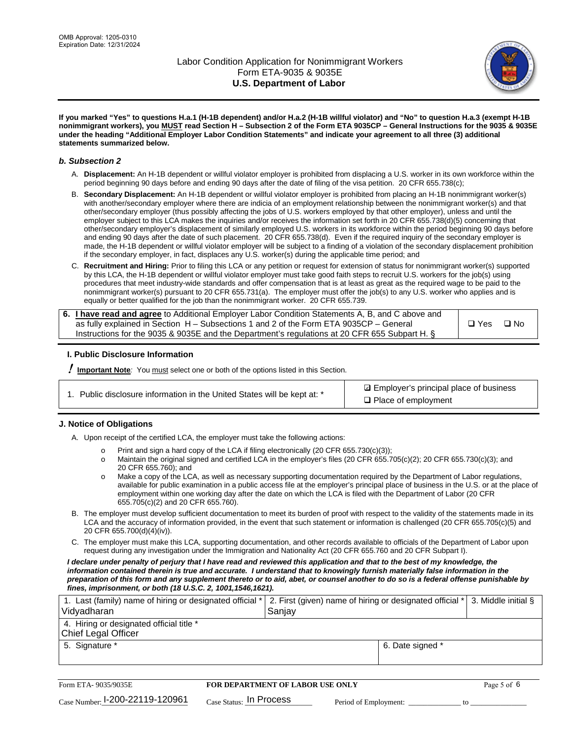**If you marked "Yes" to questions H.a.1 (H-1B dependent) and/or H.a.2 (H-1B willful violator) and "No" to question H.a.3 (exempt H-1B nonimmigrant workers), you MUST read Section H – Subsection 2 of the Form ETA 9035CP – General Instructions for the 9035 & 9035E under the heading "Additional Employer Labor Condition Statements" and indicate your agreement to all three (3) additional statements summarized below.**

### *b. Subsection 2*

A. **Displacement:** An H-1B dependent or willful violator employer is prohibited from displacing a U.S. worker in its own workforce within the period beginning 90 days before and ending 90 days after the date of filing of the visa petition. 20 CFR 655.738(c);

B. **Secondary Displacement:** An H-1B dependent or willful violator employer is prohibited from placing an H-1B nonimmigrant worker(s) with another/secondary employer where there are indicia of an employment relationship between the nonimmigrant worker(s) and that other/secondary employer (thus possibly affecting the jobs of U.S. workers employed by that other employer), unless and until the employer subject to this LCA makes the inquiries and/or receives the information set forth in 20 CFR 655.738(d)(5) concerning that other/secondary employer's displacement of similarly employed U.S. workers in its workforce within the period beginning 90 days before and ending 90 days after the date of such placement. 20 CFR 655.738(d). Even if the required inquiry of the secondary employer is made, the H-1B dependent or willful violator employer will be subject to a finding of a violation of the secondary displacement prohibition if the secondary employer, in fact, displaces any U.S. worker(s) during the applicable time period; and

C. **Recruitment and Hiring:** Prior to filing this LCA or any petition or request for extension of status for nonimmigrant worker(s) supported by this LCA, the H-1B dependent or willful violator employer must take good faith steps to recruit U.S. workers for the job(s) using procedures that meet industry-wide standards and offer compensation that is at least as great as the required wage to be paid to the nonimmigrant worker(s) pursuant to 20 CFR 655.731(a). The employer must offer the job(s) to any U.S. worker who applies and is equally or better qualified for the job than the nonimmigrant worker. 20 CFR 655.739.

| 6. **I have read and agree** to Additional Employer Labor Condition Statements A, B, and C above and as fully explained in Section H – Subsections 1 and 2 of the Form ETA 9035CP – General Instructions for the 9035 & 9035E and the Department's regulations at 20 CFR 655 Subpart H. § | ❑ Yes ❑ No |
|---|---|

## I. Public Disclosure Information

**! Important Note***:* You must select one or both of the options listed in this Section.

| 1. Public disclosure information in the United States will be kept at: * | ☑ Employer's principal place of business<br>❑ Place of employment |
|---|---|

## J. Notice of Obligations

A. Upon receipt of the certified LCA, the employer must take the following actions:

- o Print and sign a hard copy of the LCA if filing electronically (20 CFR 655.730(c)(3));
- o Maintain the original signed and certified LCA in the employer's files (20 CFR 655.705(c)(2); 20 CFR 655.730(c)(3); and 20 CFR 655.760); and
- o Make a copy of the LCA, as well as necessary supporting documentation required by the Department of Labor regulations, available for public examination in a public access file at the employer's principal place of business in the U.S. or at the place of employment within one working day after the date on which the LCA is filed with the Department of Labor (20 CFR 655.705(c)(2) and 20 CFR 655.760).

B. The employer must develop sufficient documentation to meet its burden of proof with respect to the validity of the statements made in its LCA and the accuracy of information provided, in the event that such statement or information is challenged (20 CFR 655.705(c)(5) and 20 CFR 655.700(d)(4)(iv)).

C. The employer must make this LCA, supporting documentation, and other records available to officials of the Department of Labor upon request during any investigation under the Immigration and Nationality Act (20 CFR 655.760 and 20 CFR Subpart I).

***I declare under penalty of perjury that I have read and reviewed this application and that to the best of my knowledge, the information contained therein is true and accurate. I understand that to knowingly furnish materially false information in the preparation of this form and any supplement thereto or to aid, abet, or counsel another to do so is a federal offense punishable by fines, imprisonment, or both (18 U.S.C. 2, 1001,1546,1621).***

| 1. Last (family) name of hiring or designated official *<br>Vidyadharan | 2. First (given) name of hiring or designated official *<br>Sanjay | | 3. Middle initial § |
|---|---|---|---|
| 4. Hiring or designated official title *<br>Chief Legal Officer | | | |
| 5. Signature * | | 6. Date signed * | |

| Form ETA- 9035/9035E | FOR DEPARTMENT OF LABOR USE ONLY | |
|---|---|---|
| Case Number: I-200-22119-120961 | Case Status: In Process | Period of Employment: _____________ to _____________ |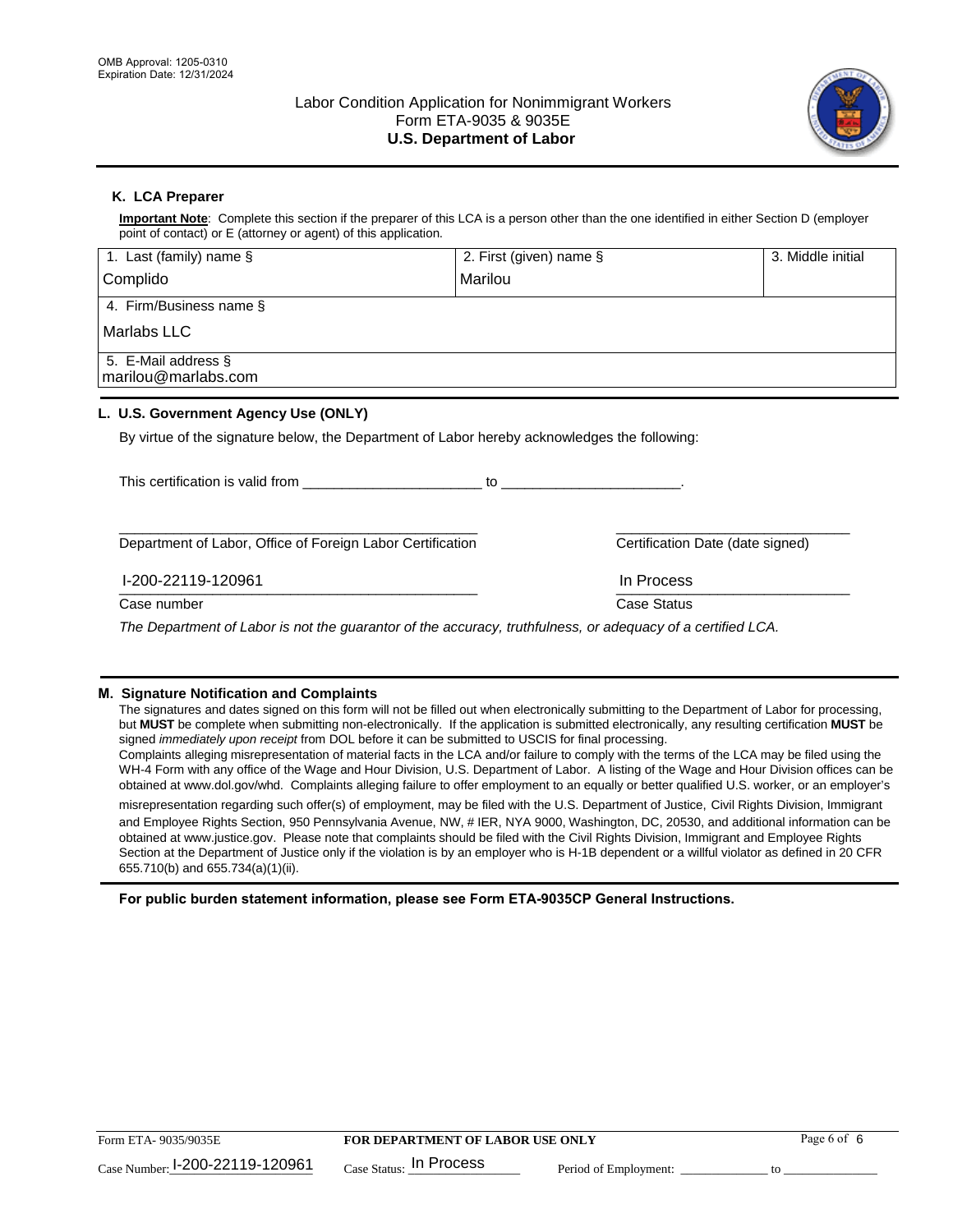OMB Approval: 1205-0310
Expiration Date: 12/31/2024

# Labor Condition Application for Nonimmigrant Workers
## Form ETA-9035 & 9035E
## U.S. Department of Labor

### K. LCA Preparer

**Important Note**: Complete this section if the preparer of this LCA is a person other than the one identified in either Section D (employer point of contact) or E (attorney or agent) of this application.

| 1. Last (family) name § | 2. First (given) name § | 3. Middle initial |
|---|---|---|
| Complido | Marilou | |
| 4. Firm/Business name § | | |
| Marlabs LLC | | |
| 5. E-Mail address § | | |
| marilou@marlabs.com | | |

### L. U.S. Government Agency Use (ONLY)

By virtue of the signature below, the Department of Labor hereby acknowledges the following:

This certification is valid from ______________________ to ______________________.

______________________________________________ Department of Labor, Office of Foreign Labor Certification

______________________________ Certification Date (date signed)

I-200-22119-120961
Case number

In Process
Case Status

*The Department of Labor is not the guarantor of the accuracy, truthfulness, or adequacy of a certified LCA.*

### M. Signature Notification and Complaints

The signatures and dates signed on this form will not be filled out when electronically submitting to the Department of Labor for processing, but **MUST** be complete when submitting non-electronically. If the application is submitted electronically, any resulting certification **MUST** be signed *immediately upon receipt* from DOL before it can be submitted to USCIS for final processing.

Complaints alleging misrepresentation of material facts in the LCA and/or failure to comply with the terms of the LCA may be filed using the WH-4 Form with any office of the Wage and Hour Division, U.S. Department of Labor. A listing of the Wage and Hour Division offices can be obtained at www.dol.gov/whd. Complaints alleging failure to offer employment to an equally or better qualified U.S. worker, or an employer's misrepresentation regarding such offer(s) of employment, may be filed with the U.S. Department of Justice, Civil Rights Division, Immigrant and Employee Rights Section, 950 Pennsylvania Avenue, NW, # IER, NYA 9000, Washington, DC, 20530, and additional information can be obtained at www.justice.gov. Please note that complaints should be filed with the Civil Rights Division, Immigrant and Employee Rights Section at the Department of Justice only if the violation is by an employer who is H-1B dependent or a willful violator as defined in 20 CFR 655.710(b) and 655.734(a)(1)(ii).

**For public burden statement information, please see Form ETA-9035CP General Instructions.**

Form ETA- 9035/9035E — **FOR DEPARTMENT OF LABOR USE ONLY**

Case Number: I-200-22119-120961 Case Status: In Process Period of Employment: ______________ to ______________